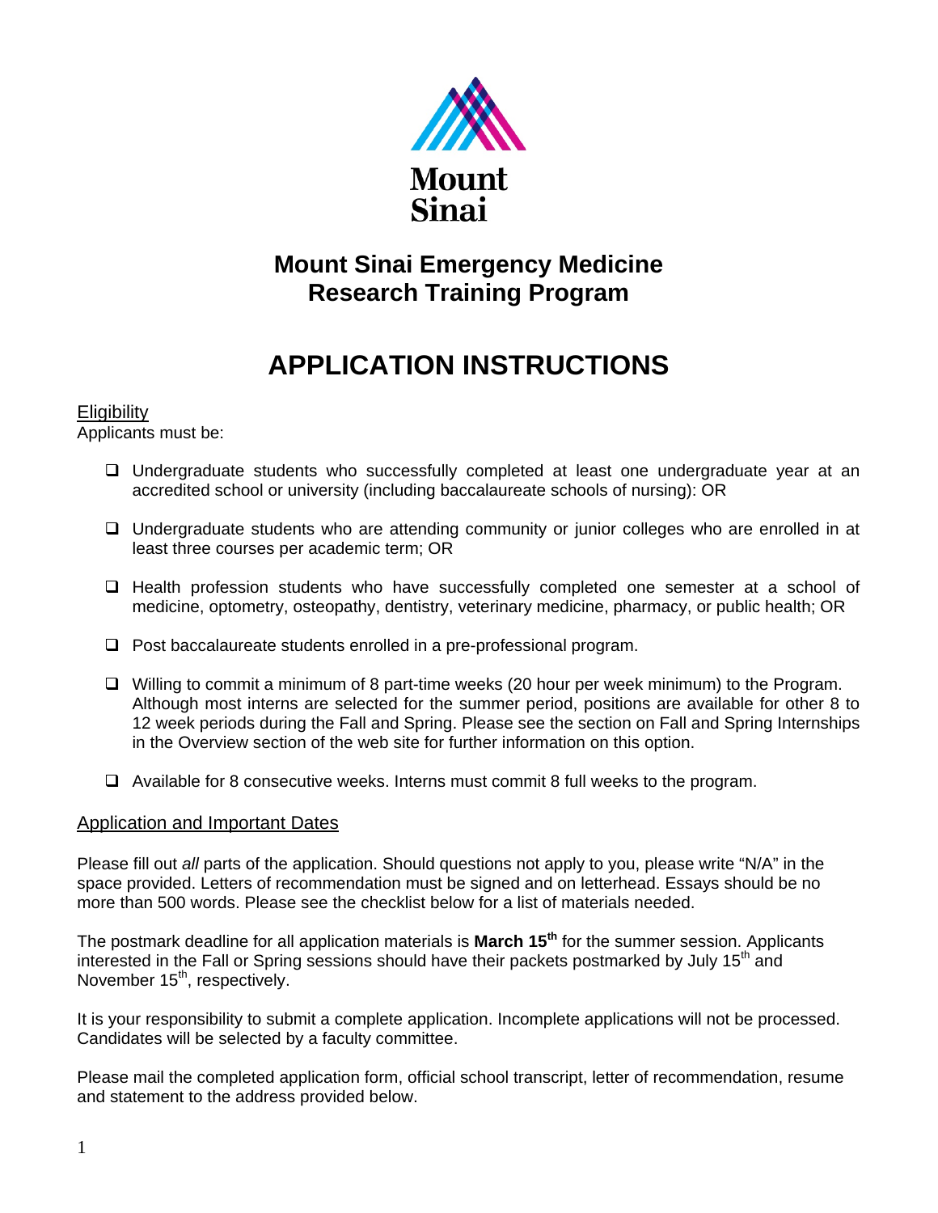Mount Sinai

# Mount Sinai Emergency Medicine Research Training Program

# APPLICATION INSTRUCTIONS

## Eligibility

Applicants must be:

- ❑ Undergraduate students who successfully completed at least one undergraduate year at an accredited school or university (including baccalaureate schools of nursing): OR
- ❑ Undergraduate students who are attending community or junior colleges who are enrolled in at least three courses per academic term; OR
- ❑ Health profession students who have successfully completed one semester at a school of medicine, optometry, osteopathy, dentistry, veterinary medicine, pharmacy, or public health; OR
- ❑ Post baccalaureate students enrolled in a pre-professional program.
- ❑ Willing to commit a minimum of 8 part-time weeks (20 hour per week minimum) to the Program. Although most interns are selected for the summer period, positions are available for other 8 to 12 week periods during the Fall and Spring. Please see the section on Fall and Spring Internships in the Overview section of the web site for further information on this option.
- ❑ Available for 8 consecutive weeks. Interns must commit 8 full weeks to the program.

## Application and Important Dates

Please fill out *all* parts of the application. Should questions not apply to you, please write "N/A" in the space provided. Letters of recommendation must be signed and on letterhead. Essays should be no more than 500 words. Please see the checklist below for a list of materials needed.

The postmark deadline for all application materials is **March 15th** for the summer session. Applicants interested in the Fall or Spring sessions should have their packets postmarked by July 15th and November 15th, respectively.

It is your responsibility to submit a complete application. Incomplete applications will not be processed. Candidates will be selected by a faculty committee.

Please mail the completed application form, official school transcript, letter of recommendation, resume and statement to the address provided below.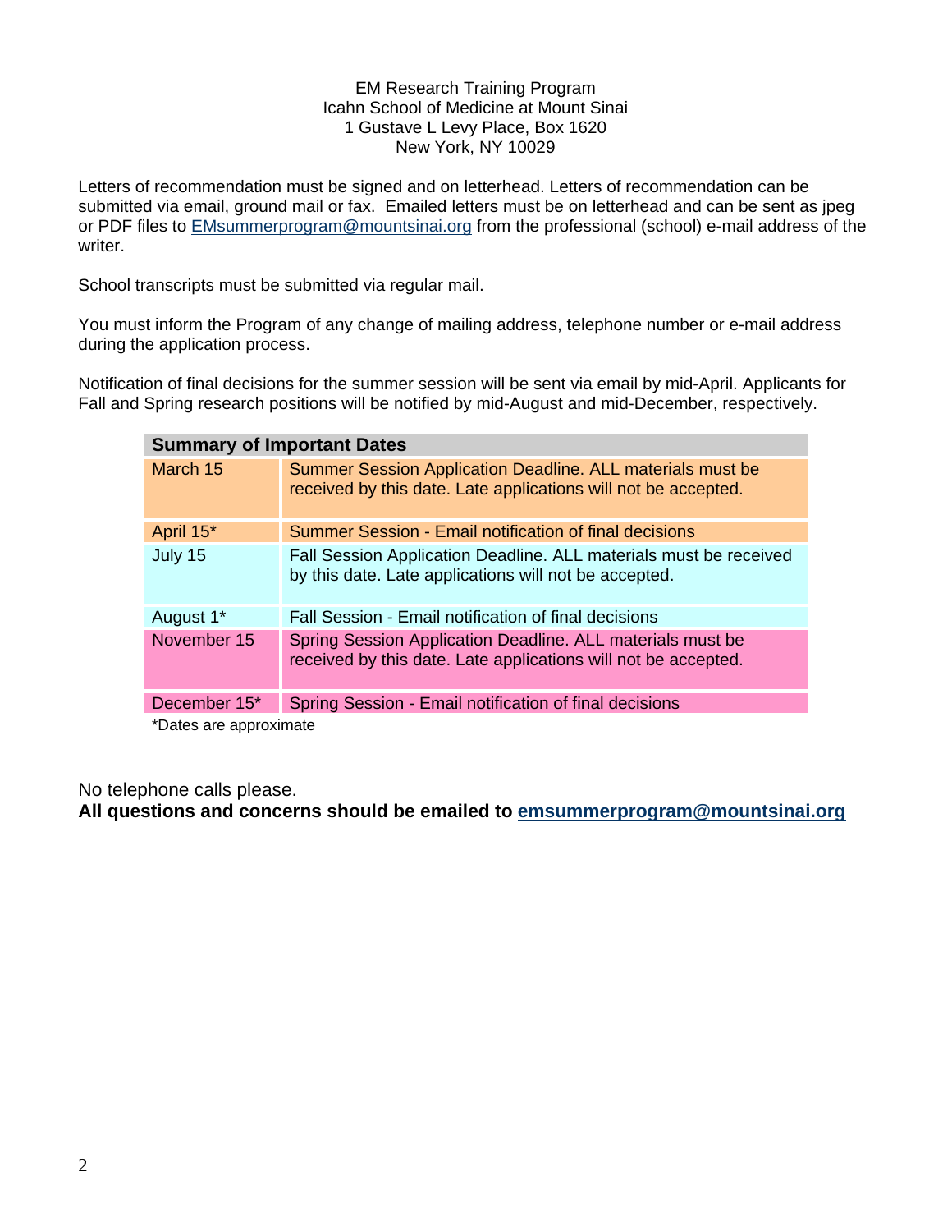EM Research Training Program
Icahn School of Medicine at Mount Sinai
1 Gustave L Levy Place, Box 1620
New York, NY 10029

Letters of recommendation must be signed and on letterhead. Letters of recommendation can be submitted via email, ground mail or fax. Emailed letters must be on letterhead and can be sent as jpeg or PDF files to EMsummerprogram@mountsinai.org from the professional (school) e-mail address of the writer.

School transcripts must be submitted via regular mail.

You must inform the Program of any change of mailing address, telephone number or e-mail address during the application process.

Notification of final decisions for the summer session will be sent via email by mid-April. Applicants for Fall and Spring research positions will be notified by mid-August and mid-December, respectively.

| **Summary of Important Dates** | |
|---|---|
| March 15 | Summer Session Application Deadline. ALL materials must be received by this date. Late applications will not be accepted. |
| April 15* | Summer Session - Email notification of final decisions |
| July 15 | Fall Session Application Deadline. ALL materials must be received by this date. Late applications will not be accepted. |
| August 1* | Fall Session - Email notification of final decisions |
| November 15 | Spring Session Application Deadline. ALL materials must be received by this date. Late applications will not be accepted. |
| December 15* | Spring Session - Email notification of final decisions |

*Dates are approximate

No telephone calls please.
**All questions and concerns should be emailed to emsummerprogram@mountsinai.org**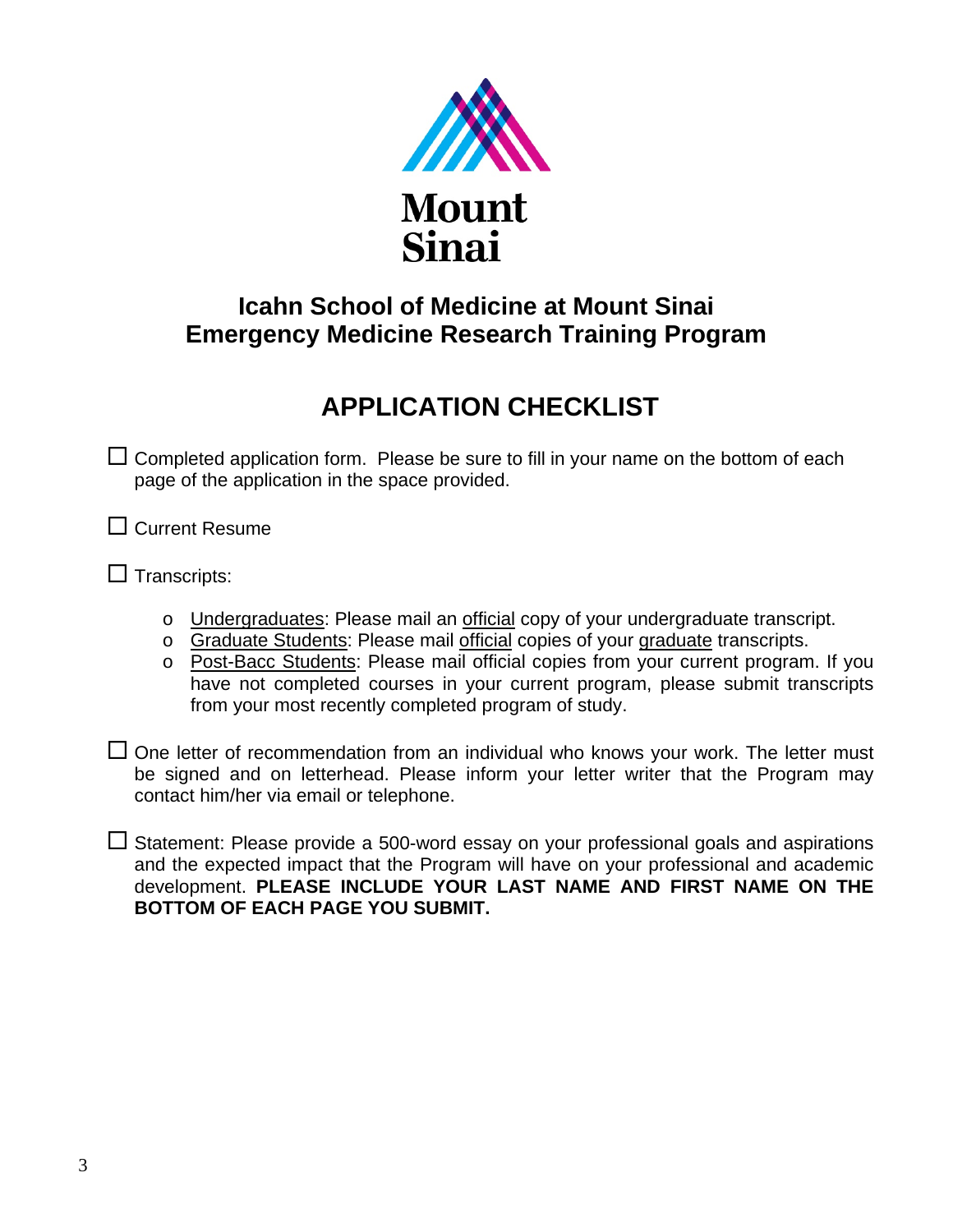Mount Sinai

# Icahn School of Medicine at Mount Sinai
# Emergency Medicine Research Training Program

## APPLICATION CHECKLIST

☐ Completed application form. Please be sure to fill in your name on the bottom of each page of the application in the space provided.

☐ Current Resume

☐ Transcripts:

- Undergraduates: Please mail an official copy of your undergraduate transcript.
- Graduate Students: Please mail official copies of your graduate transcripts.
- Post-Bacc Students: Please mail official copies from your current program. If you have not completed courses in your current program, please submit transcripts from your most recently completed program of study.

☐ One letter of recommendation from an individual who knows your work. The letter must be signed and on letterhead. Please inform your letter writer that the Program may contact him/her via email or telephone.

☐ Statement: Please provide a 500-word essay on your professional goals and aspirations and the expected impact that the Program will have on your professional and academic development. **PLEASE INCLUDE YOUR LAST NAME AND FIRST NAME ON THE BOTTOM OF EACH PAGE YOU SUBMIT.**